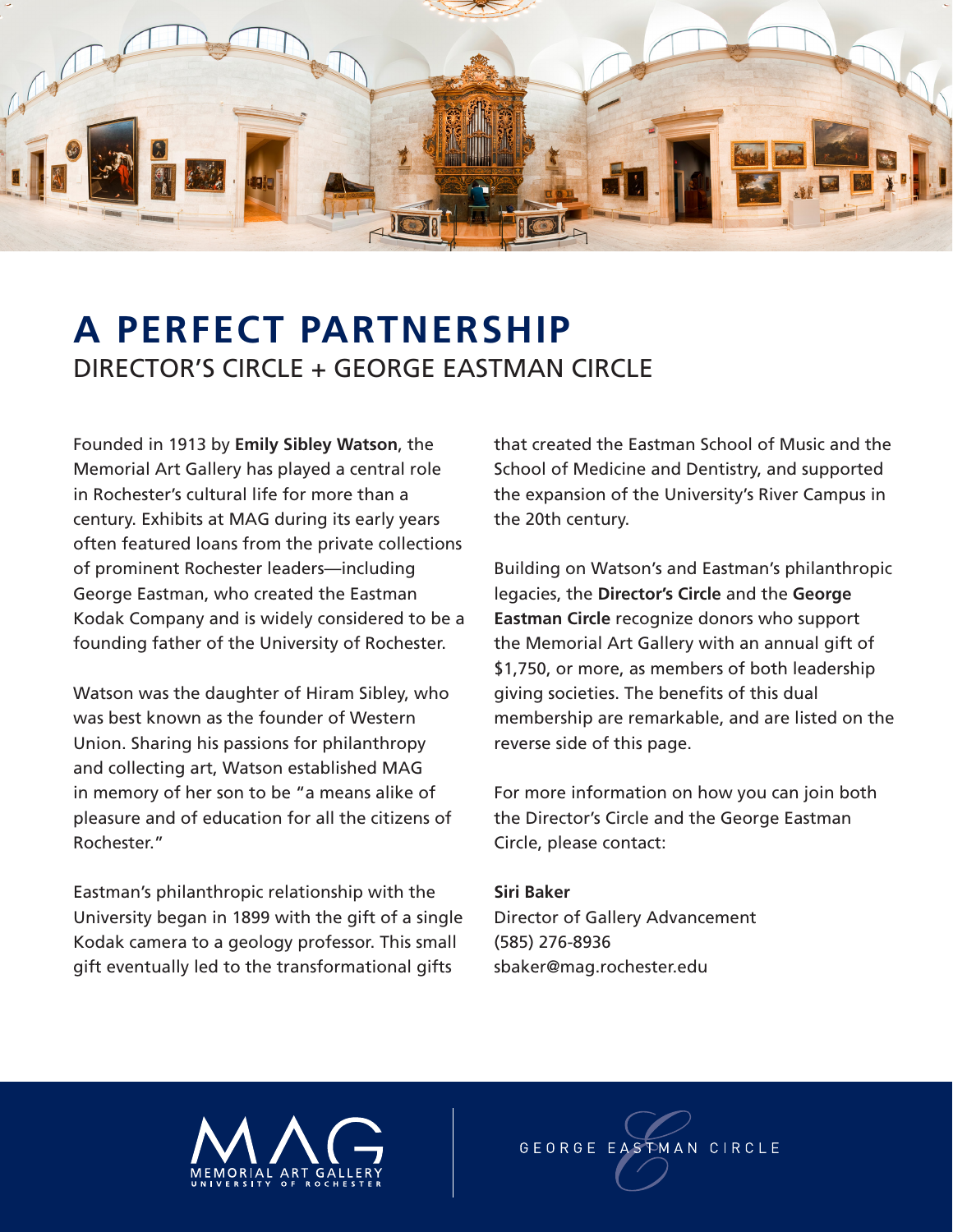# A PERFECT PARTNERSHIP

## DIRECTOR'S CIRCLE + GEORGE EASTMAN CIRCLE

Founded in 1913 by **Emily Sibley Watson**, the Memorial Art Gallery has played a central role in Rochester's cultural life for more than a century. Exhibits at MAG during its early years often featured loans from the private collections of prominent Rochester leaders—including George Eastman, who created the Eastman Kodak Company and is widely considered to be a founding father of the University of Rochester.

Watson was the daughter of Hiram Sibley, who was best known as the founder of Western Union. Sharing his passions for philanthropy and collecting art, Watson established MAG in memory of her son to be "a means alike of pleasure and of education for all the citizens of Rochester."

Eastman's philanthropic relationship with the University began in 1899 with the gift of a single Kodak camera to a geology professor. This small gift eventually led to the transformational gifts that created the Eastman School of Music and the School of Medicine and Dentistry, and supported the expansion of the University's River Campus in the 20th century.

Building on Watson's and Eastman's philanthropic legacies, the **Director's Circle** and the **George Eastman Circle** recognize donors who support the Memorial Art Gallery with an annual gift of $1,750, or more, as members of both leadership giving societies. The benefits of this dual membership are remarkable, and are listed on the reverse side of this page.

For more information on how you can join both the Director's Circle and the George Eastman Circle, please contact:

**Siri Baker**
Director of Gallery Advancement
(585) 276-8936
sbaker@mag.rochester.edu

MAG MEMORIAL ART GALLERY UNIVERSITY OF ROCHESTER

GEORGE EASTMAN CIRCLE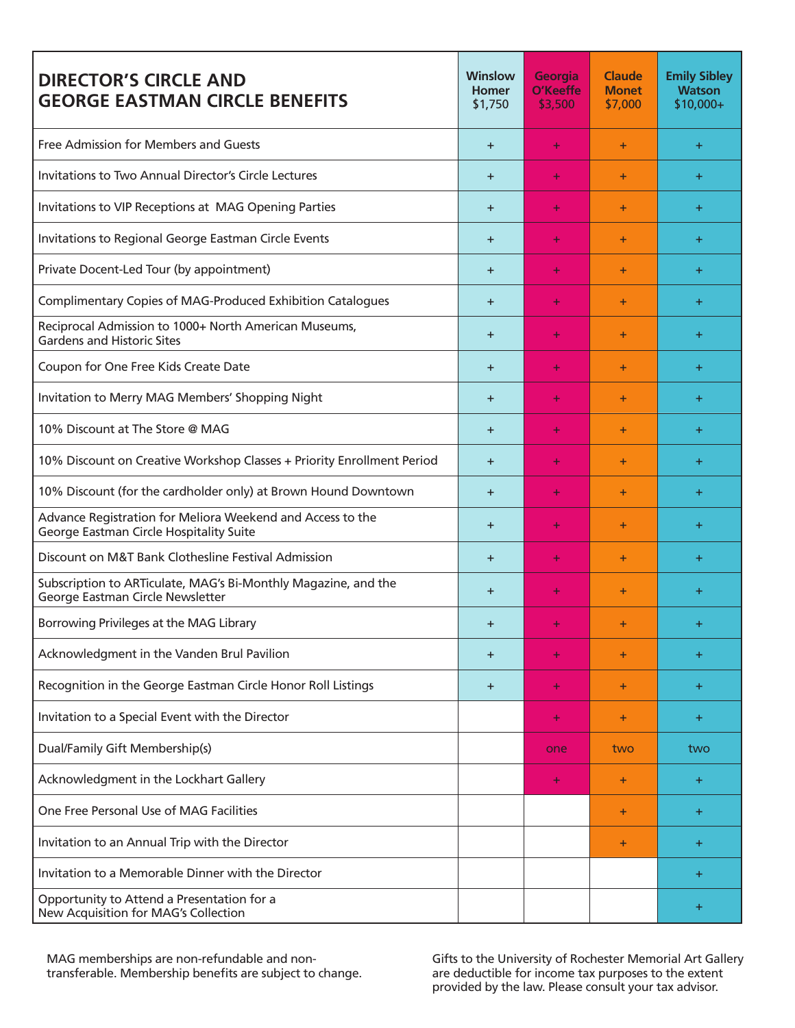| DIRECTOR'S CIRCLE AND GEORGE EASTMAN CIRCLE BENEFITS | Winslow Homer $1,750 | Georgia O'Keeffe $3,500 | Claude Monet $7,000 | Emily Sibley Watson $10,000+ |
|---|---|---|---|---|
| Free Admission for Members and Guests | + | + | + | + |
| Invitations to Two Annual Director's Circle Lectures | + | + | + | + |
| Invitations to VIP Receptions at MAG Opening Parties | + | + | + | + |
| Invitations to Regional George Eastman Circle Events | + | + | + | + |
| Private Docent-Led Tour (by appointment) | + | + | + | + |
| Complimentary Copies of MAG-Produced Exhibition Catalogues | + | + | + | + |
| Reciprocal Admission to 1000+ North American Museums, Gardens and Historic Sites | + | + | + | + |
| Coupon for One Free Kids Create Date | + | + | + | + |
| Invitation to Merry MAG Members' Shopping Night | + | + | + | + |
| 10% Discount at The Store @ MAG | + | + | + | + |
| 10% Discount on Creative Workshop Classes + Priority Enrollment Period | + | + | + | + |
| 10% Discount (for the cardholder only) at Brown Hound Downtown | + | + | + | + |
| Advance Registration for Meliora Weekend and Access to the George Eastman Circle Hospitality Suite | + | + | + | + |
| Discount on M&T Bank Clothesline Festival Admission | + | + | + | + |
| Subscription to ARTiculate, MAG's Bi-Monthly Magazine, and the George Eastman Circle Newsletter | + | + | + | + |
| Borrowing Privileges at the MAG Library | + | + | + | + |
| Acknowledgment in the Vanden Brul Pavilion | + | + | + | + |
| Recognition in the George Eastman Circle Honor Roll Listings | + | + | + | + |
| Invitation to a Special Event with the Director | | + | + | + |
| Dual/Family Gift Membership(s) | | one | two | two |
| Acknowledgment in the Lockhart Gallery | | + | + | + |
| One Free Personal Use of MAG Facilities | | | + | + |
| Invitation to an Annual Trip with the Director | | | + | + |
| Invitation to a Memorable Dinner with the Director | | | | + |
| Opportunity to Attend a Presentation for a New Acquisition for MAG's Collection | | | | + |

MAG memberships are non-refundable and non-transferable. Membership benefits are subject to change.

Gifts to the University of Rochester Memorial Art Gallery are deductible for income tax purposes to the extent provided by the law. Please consult your tax advisor.